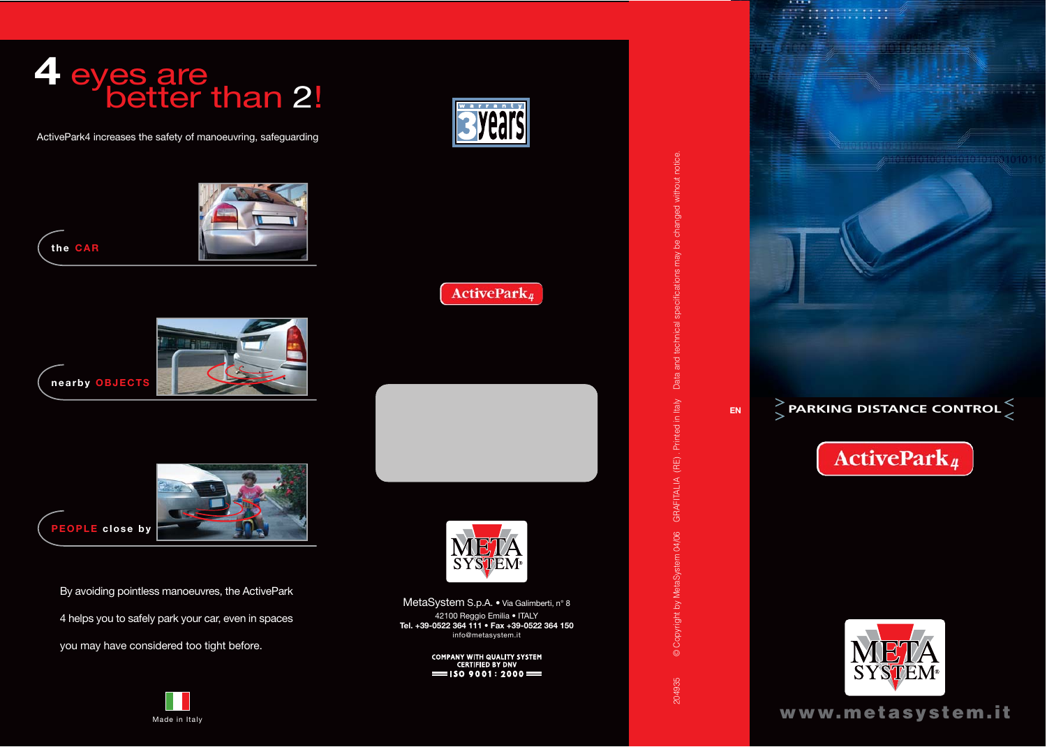# 4 eyes are better than 2!

ActivePark4 increases the safety of manoeuvring, safeguarding

the CAR

nearby OBJECTS

PEOPLE close by

By avoiding pointless manoeuvres, the ActivePark 4 helps you to safely park your car, even in spaces you may have considered too tight before.

Made in Italy

warranty 3 years

ActivePark4

META SYSTEM

MetaSystem S.p.A. • Via Galimberti, n° 8
42100 Reggio Emilia • ITALY
Tel. +39-0522 364 111 • Fax +39-0522 364 150
info@metasystem.it

COMPANY WITH QUALITY SYSTEM
CERTIFIED BY DNV
ISO 9001 : 2000

204935 © Copyright by MetaSystem 04/06 GRAFITALIA (RE) . Printed in Italy Data and technical specifications may be changed without notice.

EN

## PARKING DISTANCE CONTROL

ActivePark4

META SYSTEM

www.metasystem.it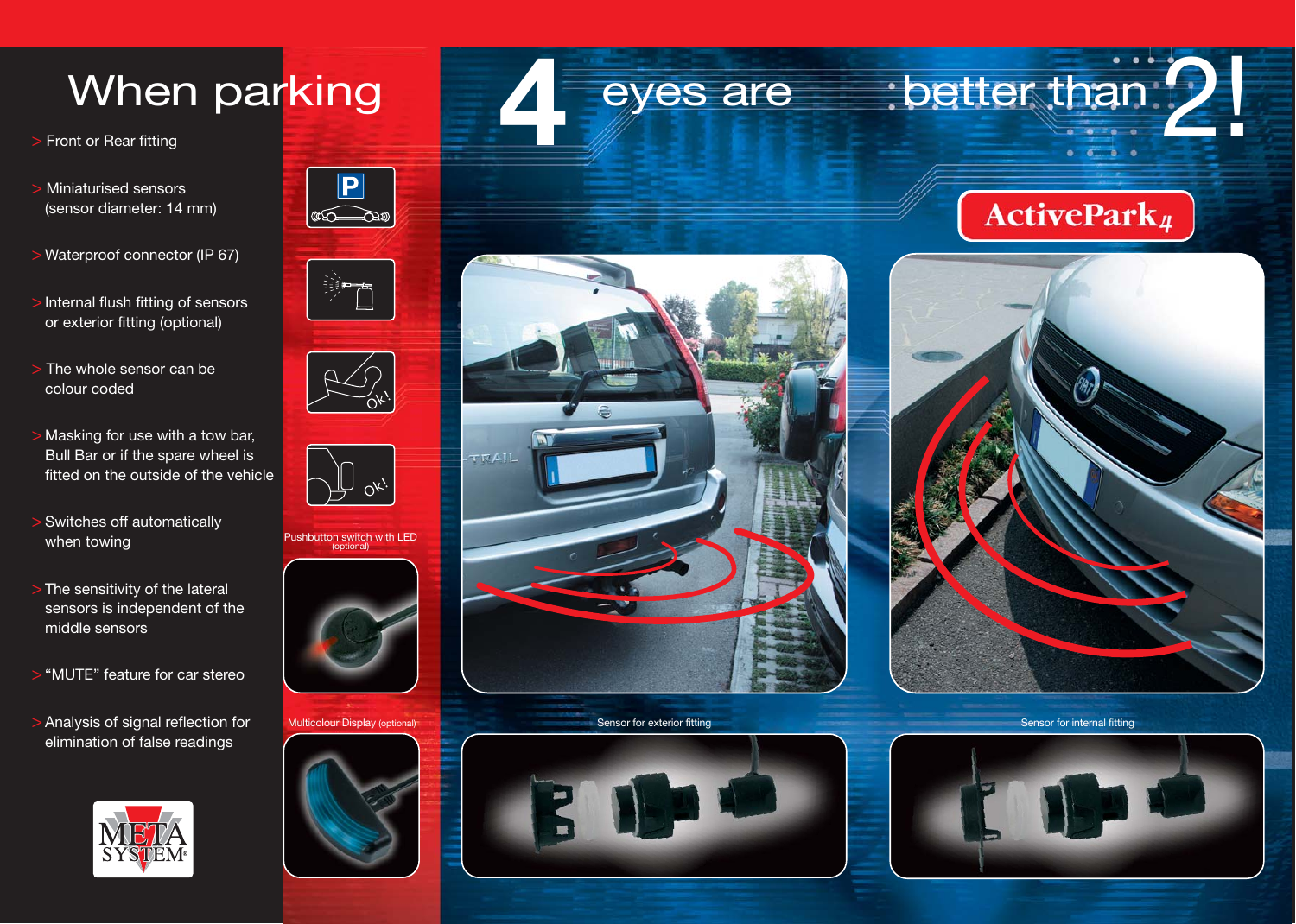# When parking

- Front or Rear fitting
- Miniaturised sensors (sensor diameter: 14 mm)
- Waterproof connector (IP 67)
- Internal flush fitting of sensors or exterior fitting (optional)
- The whole sensor can be colour coded
- Masking for use with a tow bar, Bull Bar or if the spare wheel is fitted on the outside of the vehicle
- Switches off automatically when towing
- The sensitivity of the lateral sensors is independent of the middle sensors
- "MUTE" feature for car stereo
- Analysis of signal reflection for elimination of false readings

# 4 eyes are better than 2!

**ActivePark 4**

Pushbutton switch with LED (optional)

Multicolour Display (optional)

Sensor for exterior fitting

Sensor for internal fitting

META SYSTEM®